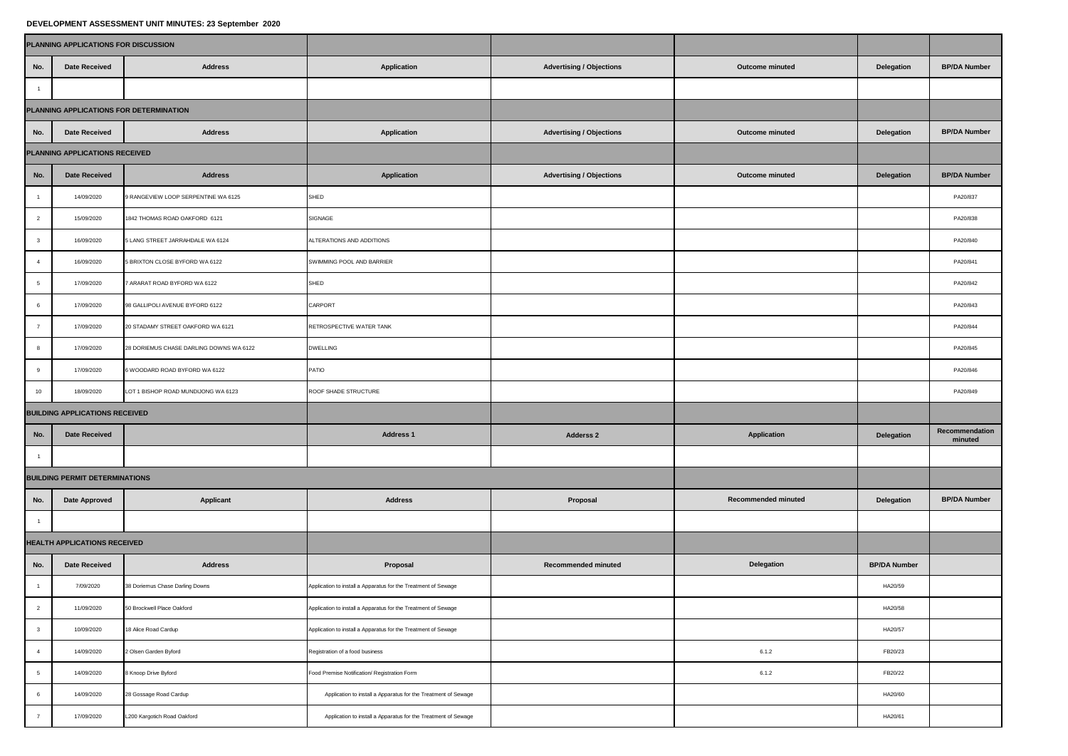**DEVELOPMENT ASSESSMENT UNIT MINUTES: 23 September 2020**

| PLANNING APPLICATIONS FOR DISCUSSION | | | | | | | |
|---|---|---|---|---|---|---|---|
| **No.** | **Date Received** | **Address** | **Application** | **Advertising / Objections** | **Outcome minuted** | **Delegation** | **BP/DA Number** |
| 1 | | | | | | | |
| **PLANNING APPLICATIONS FOR DETERMINATION** | | | | | | | |
| **No.** | **Date Received** | **Address** | **Application** | **Advertising / Objections** | **Outcome minuted** | **Delegation** | **BP/DA Number** |
| **PLANNING APPLICATIONS RECEIVED** | | | | | | | |
| **No.** | **Date Received** | **Address** | **Application** | **Advertising / Objections** | **Outcome minuted** | **Delegation** | **BP/DA Number** |
| 1 | 14/09/2020 | 9 RANGEVIEW LOOP SERPENTINE WA 6125 | SHED | | | | PA20/837 |
| 2 | 15/09/2020 | 1842 THOMAS ROAD OAKFORD 6121 | SIGNAGE | | | | PA20/838 |
| 3 | 16/09/2020 | 5 LANG STREET JARRAHDALE WA 6124 | ALTERATIONS AND ADDITIONS | | | | PA20/840 |
| 4 | 16/09/2020 | 5 BRIXTON CLOSE BYFORD WA 6122 | SWIMMING POOL AND BARRIER | | | | PA20/841 |
| 5 | 17/09/2020 | 7 ARARAT ROAD BYFORD WA 6122 | SHED | | | | PA20/842 |
| 6 | 17/09/2020 | 98 GALLIPOLI AVENUE BYFORD 6122 | CARPORT | | | | PA20/843 |
| 7 | 17/09/2020 | 20 STADAMY STREET OAKFORD WA 6121 | RETROSPECTIVE WATER TANK | | | | PA20/844 |
| 8 | 17/09/2020 | 28 DORIEMUS CHASE DARLING DOWNS WA 6122 | DWELLING | | | | PA20/845 |
| 9 | 17/09/2020 | 6 WOODARD ROAD BYFORD WA 6122 | PATIO | | | | PA20/846 |
| 10 | 18/09/2020 | LOT 1 BISHOP ROAD MUNDIJONG WA 6123 | ROOF SHADE STRUCTURE | | | | PA20/849 |
| **BUILDING APPLICATIONS RECEIVED** | | | | | | | |
| **No.** | **Date Received** | | **Address 1** | **Adderss 2** | **Application** | **Delegation** | **Recommendation minuted** |
| 1 | | | | | | | |
| **BUILDING PERMIT DETERMINATIONS** | | | | | | | |
| **No.** | **Date Approved** | **Applicant** | **Address** | **Proposal** | **Recommended minuted** | **Delegation** | **BP/DA Number** |
| 1 | | | | | | | |
| **HEALTH APPLICATIONS RECEIVED** | | | | | | | |
| **No.** | **Date Received** | **Address** | **Proposal** | **Recommended minuted** | **Delegation** | **BP/DA Number** | |
| 1 | 7/09/2020 | 38 Doriemus Chase Darling Downs | Application to install a Apparatus for the Treatment of Sewage | | | HA20/59 | |
| 2 | 11/09/2020 | 50 Brockwell Place Oakford | Application to install a Apparatus for the Treatment of Sewage | | | HA20/58 | |
| 3 | 10/09/2020 | 18 Alice Road Cardup | Application to install a Apparatus for the Treatment of Sewage | | | HA20/57 | |
| 4 | 14/09/2020 | 2 Olsen Garden Byford | Registration of a food business | | 6.1.2 | FB20/23 | |
| 5 | 14/09/2020 | 8 Knoop Drive Byford | Food Premise Notification/ Registration Form | | 6.1.2 | FB20/22 | |
| 6 | 14/09/2020 | 28 Gossage Road Cardup | Application to install a Apparatus for the Treatment of Sewage | | | HA20/60 | |
| 7 | 17/09/2020 | L200 Kargotich Road Oakford | Application to install a Apparatus for the Treatment of Sewage | | | HA20/61 | |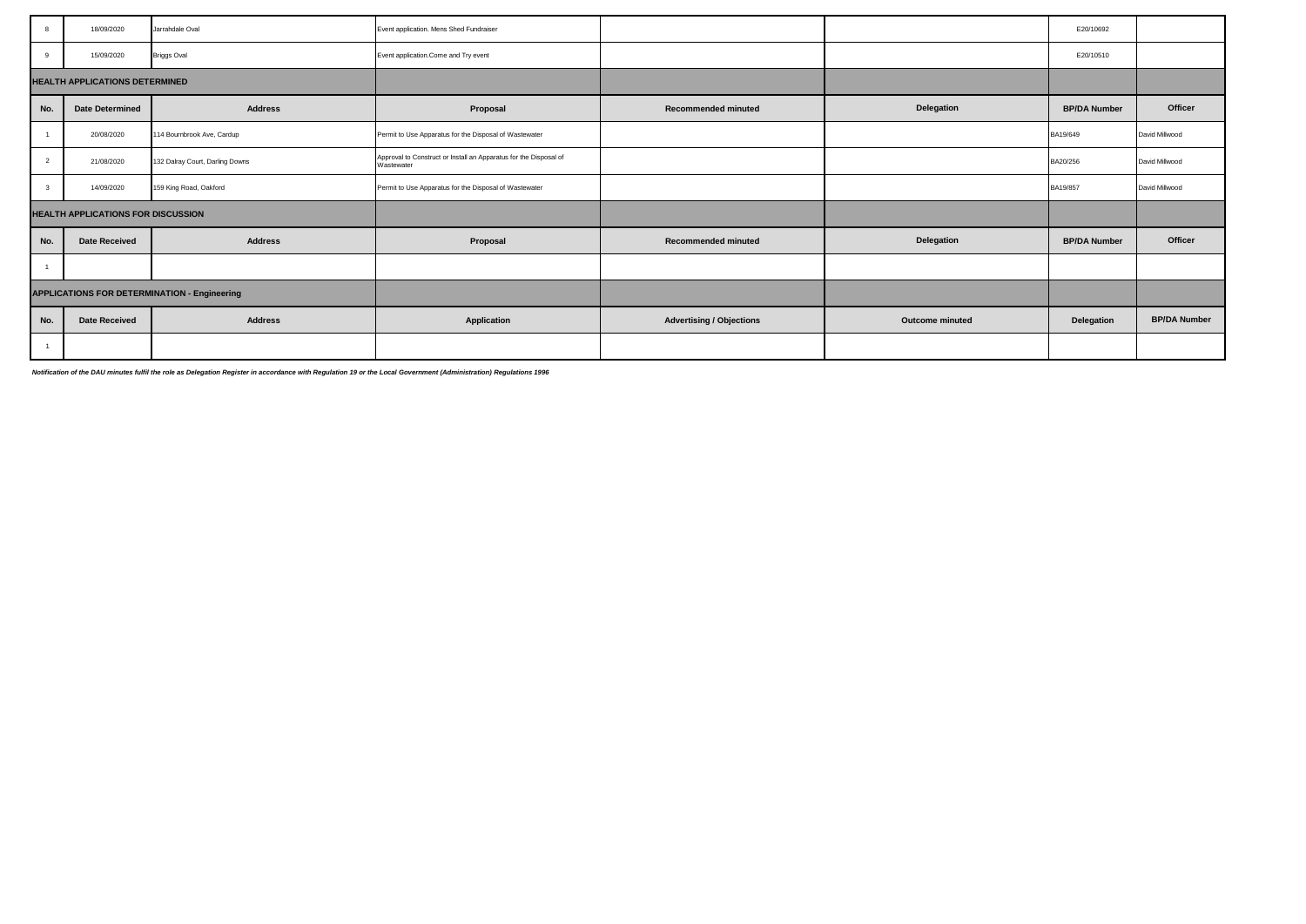| | | | | | | | |
|---|---|---|---|---|---|---|---|
| 8 | 18/09/2020 | Jarrahdale Oval | Event application. Mens Shed Fundraiser | | | E20/10692 | |
| 9 | 15/09/2020 | Briggs Oval | Event application.Come and Try event | | | E20/10510 | |

**HEALTH APPLICATIONS DETERMINED**

| No. | Date Determined | Address | Proposal | Recommended minuted | Delegation | BP/DA Number | Officer |
|---|---|---|---|---|---|---|---|
| 1 | 20/08/2020 | 114 Bournbrook Ave, Cardup | Permit to Use Apparatus for the Disposal of Wastewater | | | BA19/649 | David Millwood |
| 2 | 21/08/2020 | 132 Dalray Court, Darling Downs | Approval to Construct or Install an Apparatus for the Disposal of Wastewater | | | BA20/256 | David Millwood |
| 3 | 14/09/2020 | 159 King Road, Oakford | Permit to Use Apparatus for the Disposal of Wastewater | | | BA19/857 | David Millwood |

**HEALTH APPLICATIONS FOR DISCUSSION**

| No. | Date Received | Address | Proposal | Recommended minuted | Delegation | BP/DA Number | Officer |
|---|---|---|---|---|---|---|---|
| 1 | | | | | | | |

**APPLICATIONS FOR DETERMINATION - Engineering**

| No. | Date Received | Address | Application | Advertising / Objections | Outcome minuted | Delegation | BP/DA Number |
|---|---|---|---|---|---|---|---|
| 1 | | | | | | | |

***Notification of the DAU minutes fulfil the role as Delegation Register in accordance with Regulation 19 or the Local Government (Administration) Regulations 1996***